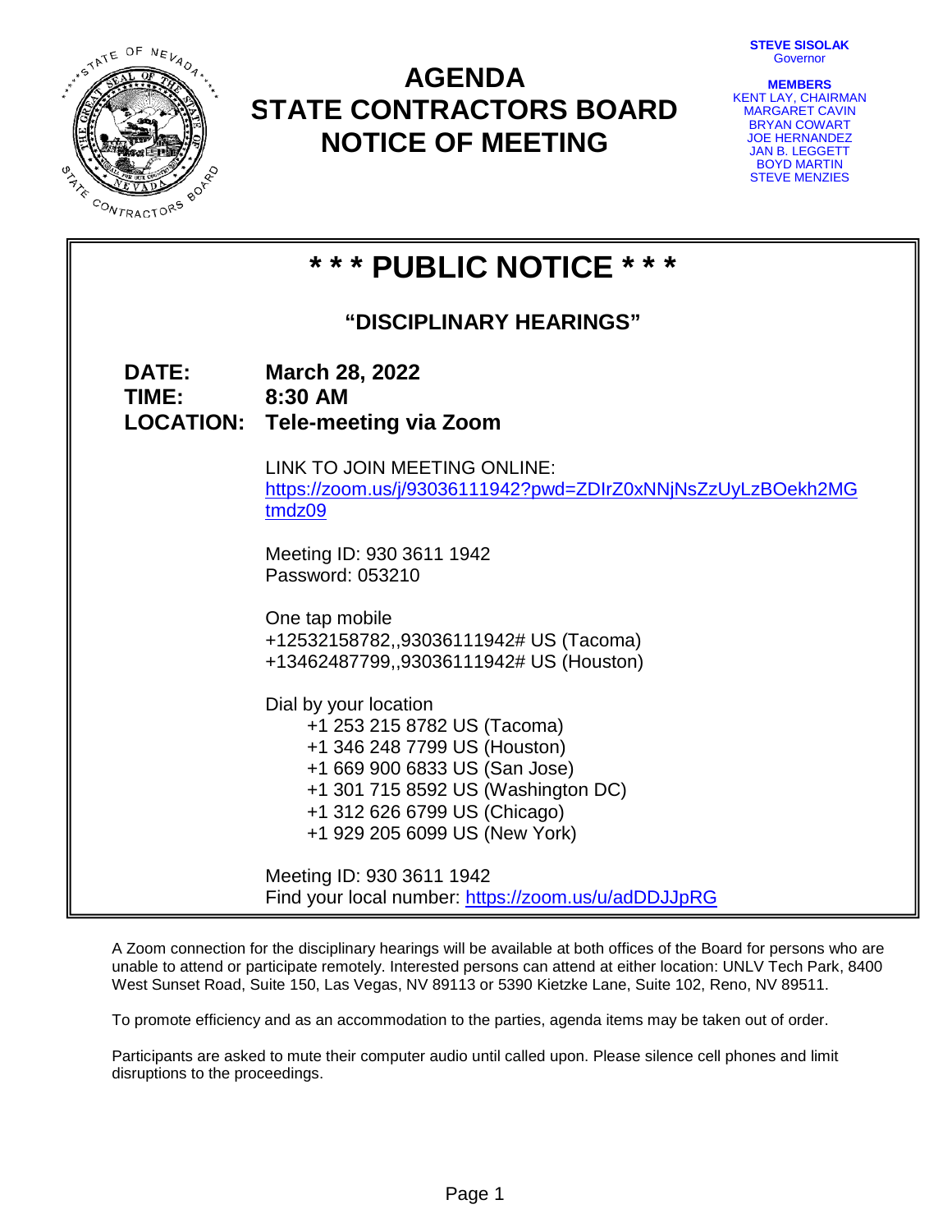# AGENDA
# STATE CONTRACTORS BOARD
# NOTICE OF MEETING

**STEVE SISOLAK**
Governor

**MEMBERS**
KENT LAY, CHAIRMAN
MARGARET CAVIN
BRYAN COWART
JOE HERNANDEZ
JAN B. LEGGETT
BOYD MARTIN
STEVE MENZIES

## * * * PUBLIC NOTICE * * *

### "DISCIPLINARY HEARINGS"

**DATE:** **March 28, 2022**
**TIME:** **8:30 AM**
**LOCATION:** **Tele-meeting via Zoom**

LINK TO JOIN MEETING ONLINE:
https://zoom.us/j/93036111942?pwd=ZDIrZ0xNNjNsZzUyLzBOekh2MGtmdz09

Meeting ID: 930 3611 1942
Password: 053210

One tap mobile
+12532158782,,93036111942# US (Tacoma)
+13462487799,,93036111942# US (Houston)

Dial by your location
- +1 253 215 8782 US (Tacoma)
- +1 346 248 7799 US (Houston)
- +1 669 900 6833 US (San Jose)
- +1 301 715 8592 US (Washington DC)
- +1 312 626 6799 US (Chicago)
- +1 929 205 6099 US (New York)

Meeting ID: 930 3611 1942
Find your local number: https://zoom.us/u/adDDJJpRG

A Zoom connection for the disciplinary hearings will be available at both offices of the Board for persons who are unable to attend or participate remotely. Interested persons can attend at either location: UNLV Tech Park, 8400 West Sunset Road, Suite 150, Las Vegas, NV 89113 or 5390 Kietzke Lane, Suite 102, Reno, NV 89511.

To promote efficiency and as an accommodation to the parties, agenda items may be taken out of order.

Participants are asked to mute their computer audio until called upon. Please silence cell phones and limit disruptions to the proceedings.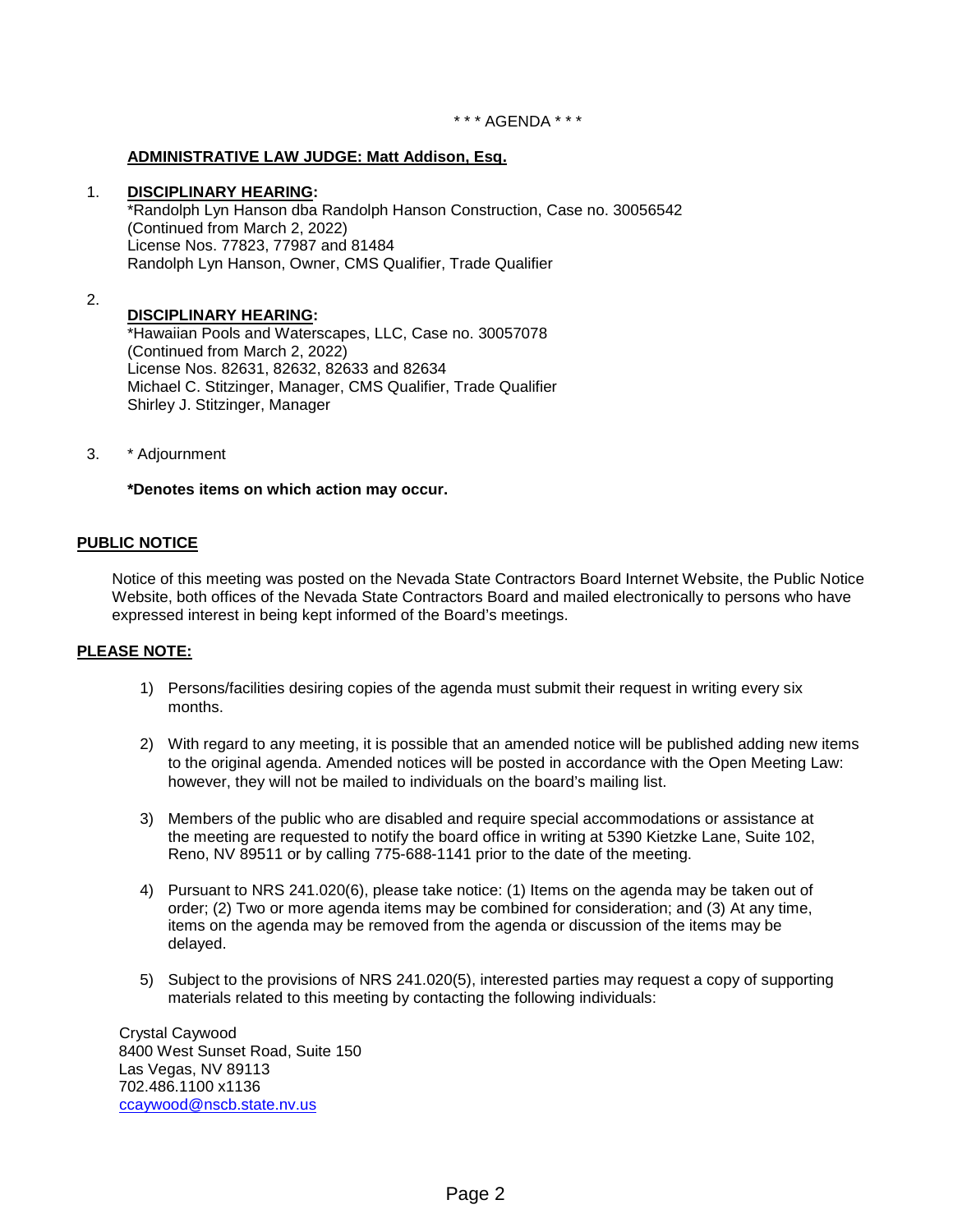\* \* \* AGENDA \* \* \*

**ADMINISTRATIVE LAW JUDGE: Matt Addison, Esq.**

1. **DISCIPLINARY HEARING:**
   *Randolph Lyn Hanson dba Randolph Hanson Construction, Case no. 30056542
   (Continued from March 2, 2022)
   License Nos. 77823, 77987 and 81484
   Randolph Lyn Hanson, Owner, CMS Qualifier, Trade Qualifier

2. **DISCIPLINARY HEARING:**
   *Hawaiian Pools and Waterscapes, LLC, Case no. 30057078
   (Continued from March 2, 2022)
   License Nos. 82631, 82632, 82633 and 82634
   Michael C. Stitzinger, Manager, CMS Qualifier, Trade Qualifier
   Shirley J. Stitzinger, Manager

3. \* Adjournment

   ***Denotes items on which action may occur.**

**PUBLIC NOTICE**

Notice of this meeting was posted on the Nevada State Contractors Board Internet Website, the Public Notice Website, both offices of the Nevada State Contractors Board and mailed electronically to persons who have expressed interest in being kept informed of the Board's meetings.

**PLEASE NOTE:**

1) Persons/facilities desiring copies of the agenda must submit their request in writing every six months.

2) With regard to any meeting, it is possible that an amended notice will be published adding new items to the original agenda. Amended notices will be posted in accordance with the Open Meeting Law: however, they will not be mailed to individuals on the board's mailing list.

3) Members of the public who are disabled and require special accommodations or assistance at the meeting are requested to notify the board office in writing at 5390 Kietzke Lane, Suite 102, Reno, NV 89511 or by calling 775-688-1141 prior to the date of the meeting.

4) Pursuant to NRS 241.020(6), please take notice: (1) Items on the agenda may be taken out of order; (2) Two or more agenda items may be combined for consideration; and (3) At any time, items on the agenda may be removed from the agenda or discussion of the items may be delayed.

5) Subject to the provisions of NRS 241.020(5), interested parties may request a copy of supporting materials related to this meeting by contacting the following individuals:

Crystal Caywood
8400 West Sunset Road, Suite 150
Las Vegas, NV 89113
702.486.1100 x1136
ccaywood@nscb.state.nv.us